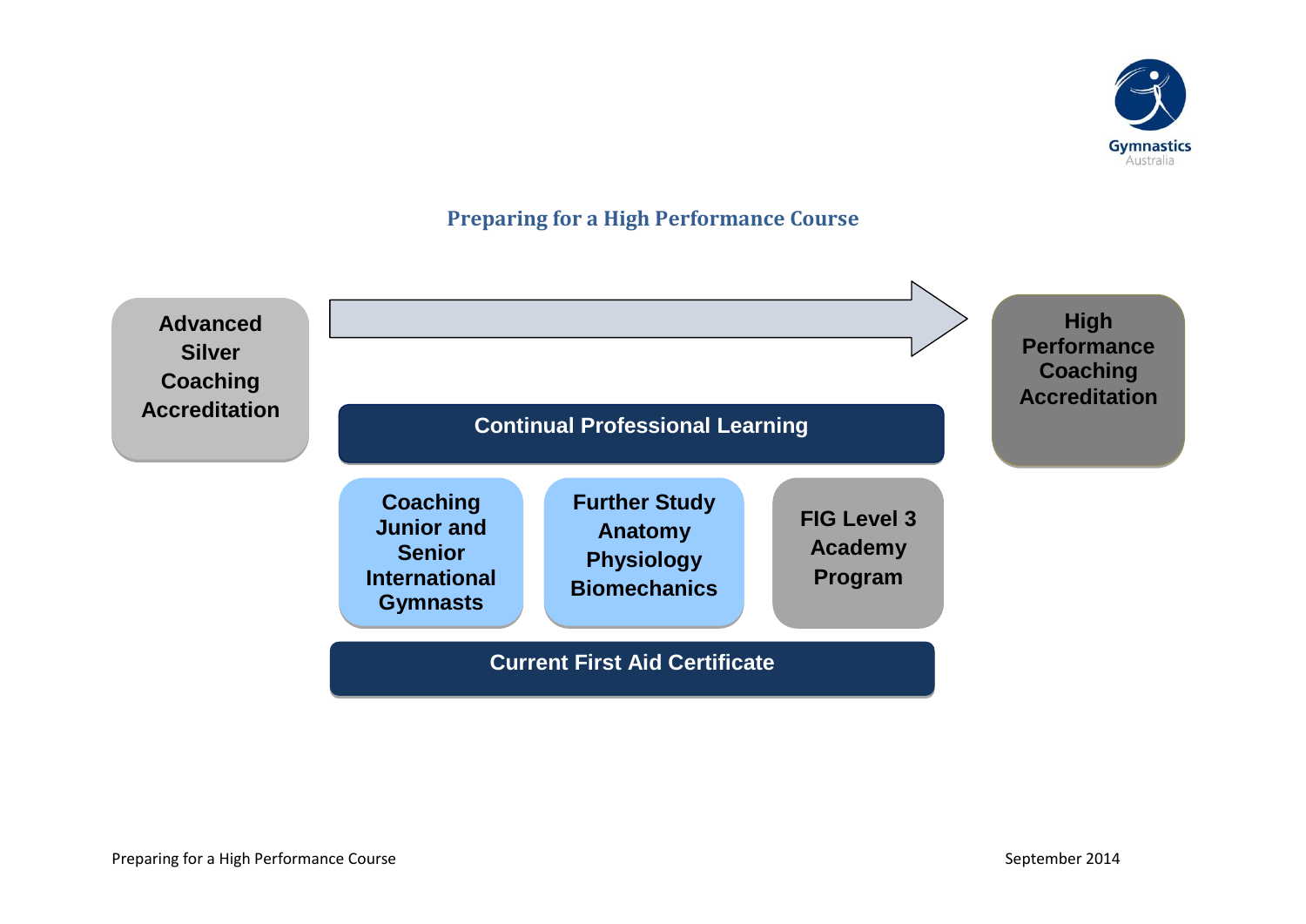## Preparing for a High Performance Course

**Advanced Silver Coaching Accreditation**

**Continual Professional Learning**

**Coaching Junior and Senior International Gymnasts**

**Further Study**
**Anatomy**
**Physiology**
**Biomechanics**

**FIG Level 3 Academy Program**

**Current First Aid Certificate**

**High Performance Coaching Accreditation**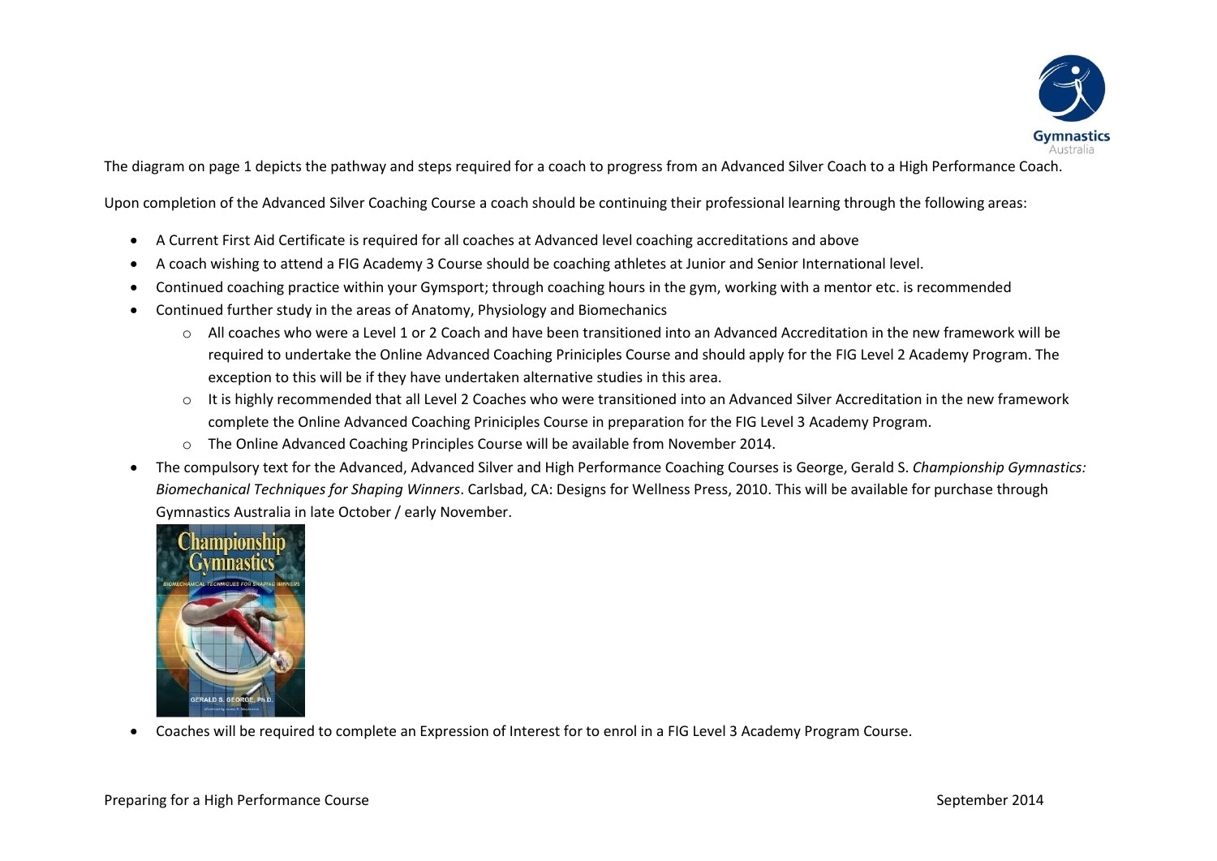The diagram on page 1 depicts the pathway and steps required for a coach to progress from an Advanced Silver Coach to a High Performance Coach.

Upon completion of the Advanced Silver Coaching Course a coach should be continuing their professional learning through the following areas:

- A Current First Aid Certificate is required for all coaches at Advanced level coaching accreditations and above
- A coach wishing to attend a FIG Academy 3 Course should be coaching athletes at Junior and Senior International level.
- Continued coaching practice within your Gymsport; through coaching hours in the gym, working with a mentor etc. is recommended
- Continued further study in the areas of Anatomy, Physiology and Biomechanics
    - All coaches who were a Level 1 or 2 Coach and have been transitioned into an Advanced Accreditation in the new framework will be required to undertake the Online Advanced Coaching Priniciples Course and should apply for the FIG Level 2 Academy Program. The exception to this will be if they have undertaken alternative studies in this area.
    - It is highly recommended that all Level 2 Coaches who were transitioned into an Advanced Silver Accreditation in the new framework complete the Online Advanced Coaching Priniciples Course in preparation for the FIG Level 3 Academy Program.
    - The Online Advanced Coaching Principles Course will be available from November 2014.
- The compulsory text for the Advanced, Advanced Silver and High Performance Coaching Courses is George, Gerald S. *Championship Gymnastics: Biomechanical Techniques for Shaping Winners*. Carlsbad, CA: Designs for Wellness Press, 2010. This will be available for purchase through Gymnastics Australia in late October / early November.
- Coaches will be required to complete an Expression of Interest for to enrol in a FIG Level 3 Academy Program Course.